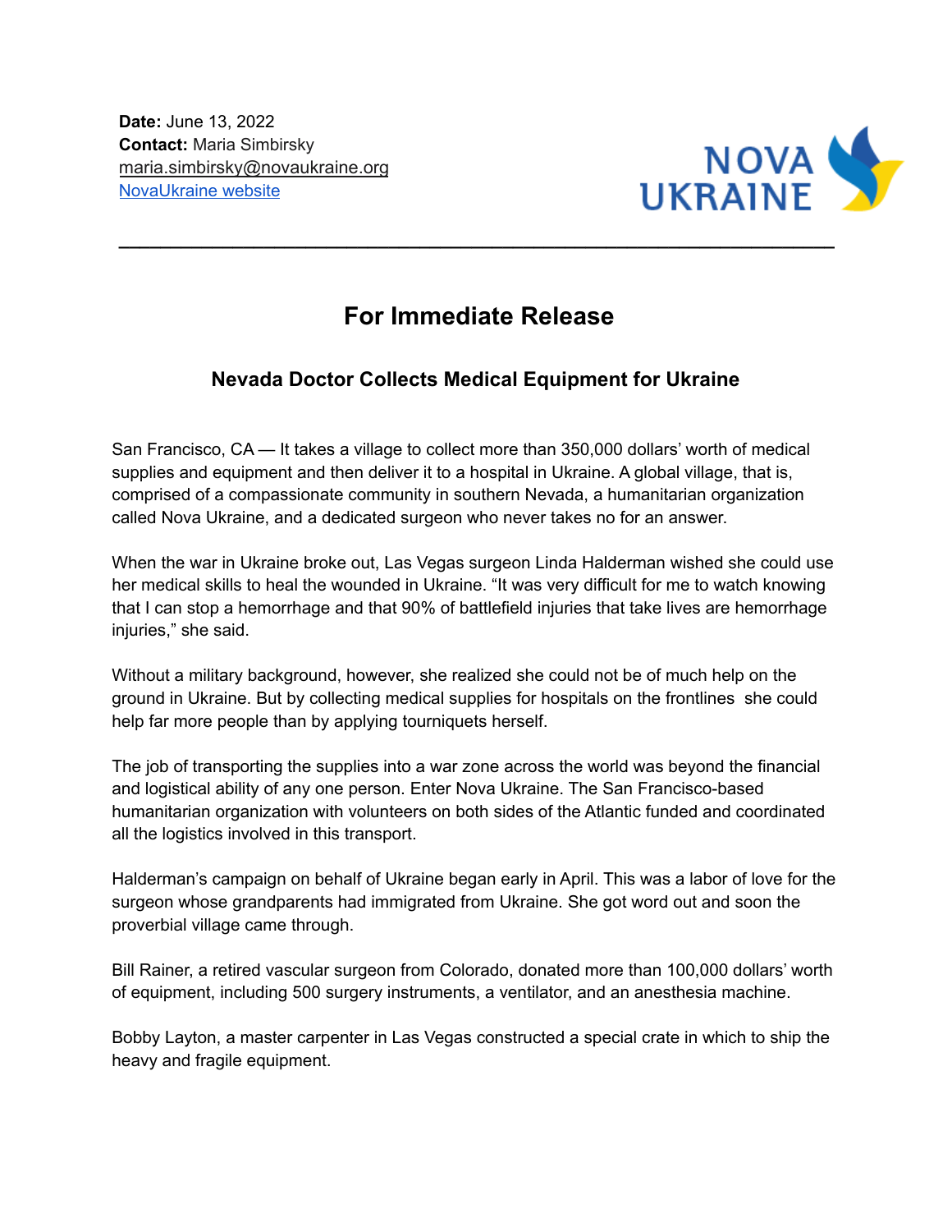**Date:** June 13, 2022
**Contact:** Maria Simbirsky
maria.simbirsky@novaukraine.org
[NovaUkraine website]()

NOVA UKRAINE

---

# For Immediate Release

## Nevada Doctor Collects Medical Equipment for Ukraine

San Francisco, CA — It takes a village to collect more than 350,000 dollars' worth of medical supplies and equipment and then deliver it to a hospital in Ukraine. A global village, that is, comprised of a compassionate community in southern Nevada, a humanitarian organization called Nova Ukraine, and a dedicated surgeon who never takes no for an answer.

When the war in Ukraine broke out, Las Vegas surgeon Linda Halderman wished she could use her medical skills to heal the wounded in Ukraine. "It was very difficult for me to watch knowing that I can stop a hemorrhage and that 90% of battlefield injuries that take lives are hemorrhage injuries," she said.

Without a military background, however, she realized she could not be of much help on the ground in Ukraine. But by collecting medical supplies for hospitals on the frontlines she could help far more people than by applying tourniquets herself.

The job of transporting the supplies into a war zone across the world was beyond the financial and logistical ability of any one person. Enter Nova Ukraine. The San Francisco-based humanitarian organization with volunteers on both sides of the Atlantic funded and coordinated all the logistics involved in this transport.

Halderman's campaign on behalf of Ukraine began early in April. This was a labor of love for the surgeon whose grandparents had immigrated from Ukraine. She got word out and soon the proverbial village came through.

Bill Rainer, a retired vascular surgeon from Colorado, donated more than 100,000 dollars' worth of equipment, including 500 surgery instruments, a ventilator, and an anesthesia machine.

Bobby Layton, a master carpenter in Las Vegas constructed a special crate in which to ship the heavy and fragile equipment.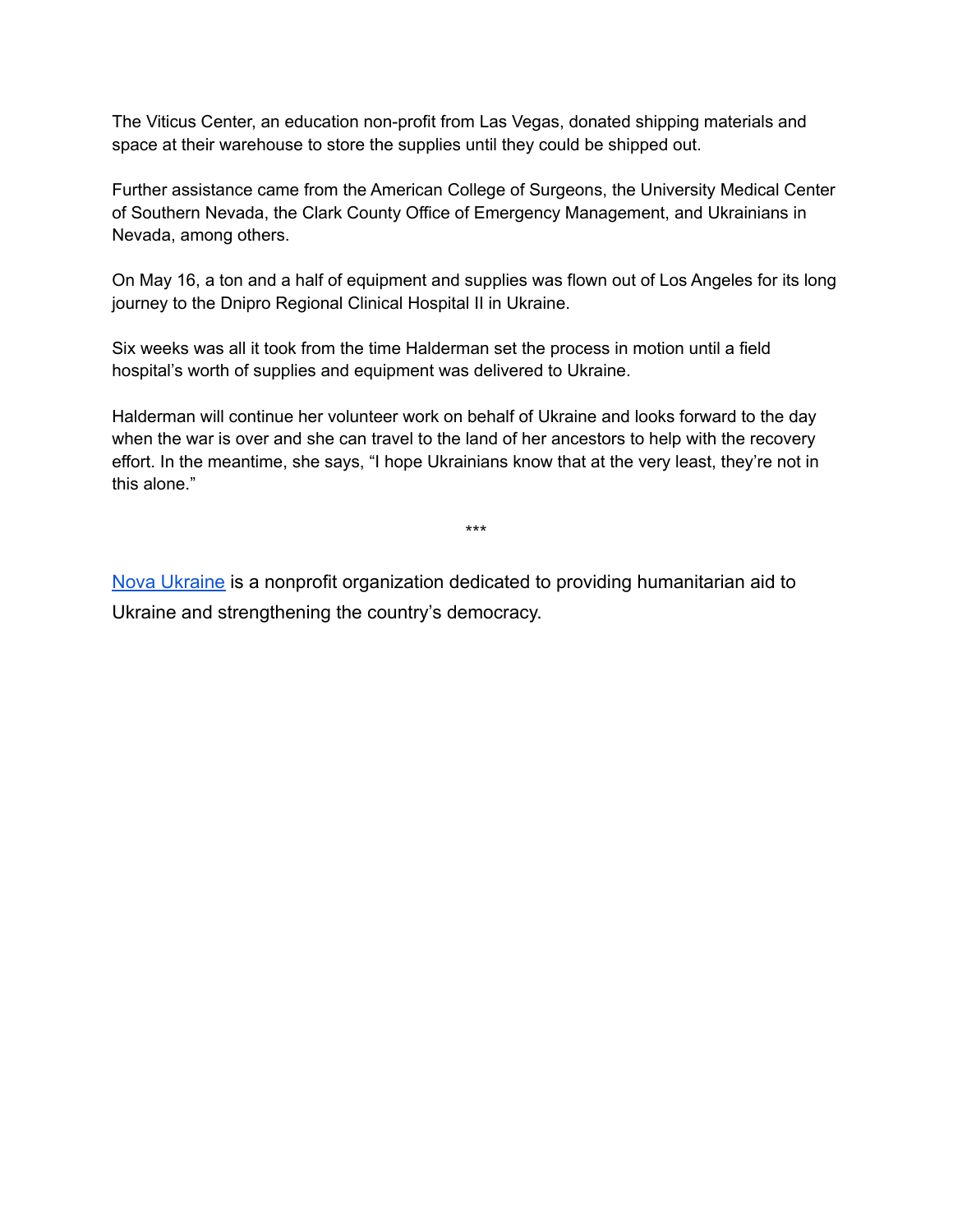The Viticus Center, an education non-profit from Las Vegas, donated shipping materials and space at their warehouse to store the supplies until they could be shipped out.

Further assistance came from the American College of Surgeons, the University Medical Center of Southern Nevada, the Clark County Office of Emergency Management, and Ukrainians in Nevada, among others.

On May 16, a ton and a half of equipment and supplies was flown out of Los Angeles for its long journey to the Dnipro Regional Clinical Hospital II in Ukraine.

Six weeks was all it took from the time Halderman set the process in motion until a field hospital's worth of supplies and equipment was delivered to Ukraine.

Halderman will continue her volunteer work on behalf of Ukraine and looks forward to the day when the war is over and she can travel to the land of her ancestors to help with the recovery effort. In the meantime, she says, "I hope Ukrainians know that at the very least, they're not in this alone."

***

[Nova Ukraine] is a nonprofit organization dedicated to providing humanitarian aid to Ukraine and strengthening the country's democracy.